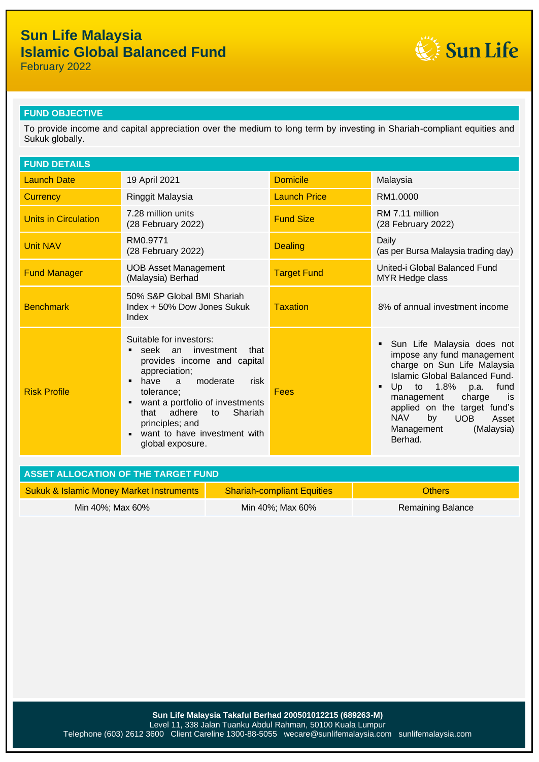# Sun Life Malaysia
# Islamic Global Balanced Fund

February 2022

## FUND OBJECTIVE

To provide income and capital appreciation over the medium to long term by investing in Shariah-compliant equities and Sukuk globally.

## FUND DETAILS

| | | | |
|---|---|---|---|
| Launch Date | 19 April 2021 | Domicile | Malaysia |
| Currency | Ringgit Malaysia | Launch Price | RM1.0000 |
| Units in Circulation | 7.28 million units (28 February 2022) | Fund Size | RM 7.11 million (28 February 2022) |
| Unit NAV | RM0.9771 (28 February 2022) | Dealing | Daily (as per Bursa Malaysia trading day) |
| Fund Manager | UOB Asset Management (Malaysia) Berhad | Target Fund | United-i Global Balanced Fund MYR Hedge class |
| Benchmark | 50% S&P Global BMI Shariah Index + 50% Dow Jones Sukuk Index | Taxation | 8% of annual investment income |
| Risk Profile | Suitable for investors: ▪ seek an investment that provides income and capital appreciation; ▪ have a moderate risk tolerance; ▪ want a portfolio of investments that adhere to Shariah principles; and ▪ want to have investment with global exposure. | Fees | ▪ Sun Life Malaysia does not impose any fund management charge on Sun Life Malaysia Islamic Global Balanced Fund. ▪ Up to 1.8% p.a. fund management charge is applied on the target fund's NAV by UOB Asset Management (Malaysia) Berhad. |

## ASSET ALLOCATION OF THE TARGET FUND

| Sukuk & Islamic Money Market Instruments | Shariah-compliant Equities | Others |
|---|---|---|
| Min 40%; Max 60% | Min 40%; Max 60% | Remaining Balance |

**Sun Life Malaysia Takaful Berhad 200501012215 (689263-M)**
Level 11, 338 Jalan Tuanku Abdul Rahman, 50100 Kuala Lumpur
Telephone (603) 2612 3600 Client Careline 1300-88-5055 wecare@sunlifemalaysia.com sunlifemalaysia.com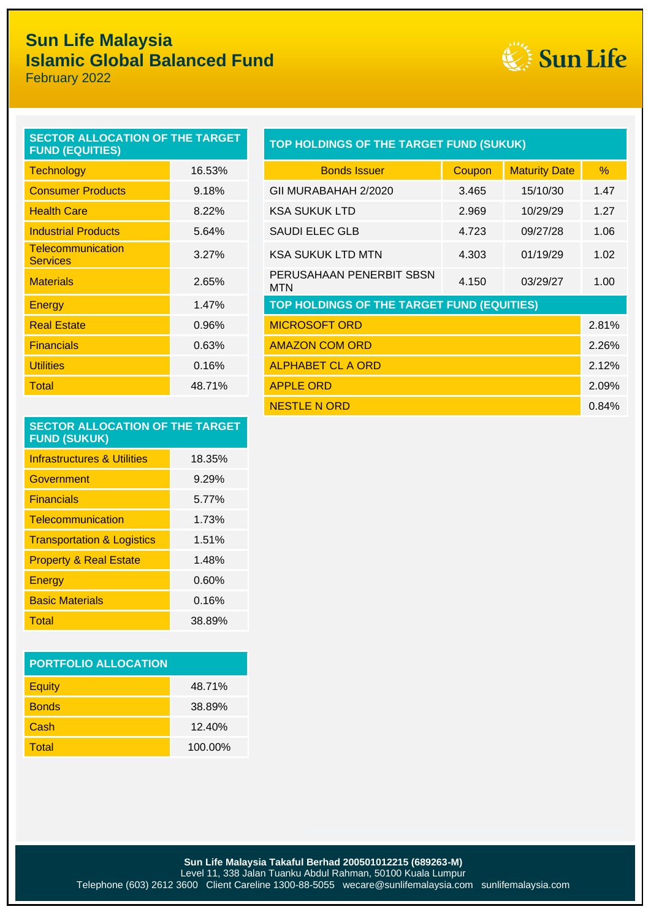# Sun Life Malaysia
## Islamic Global Balanced Fund
February 2022

### SECTOR ALLOCATION OF THE TARGET FUND (EQUITIES)

| Sector | % |
|---|---|
| Technology | 16.53% |
| Consumer Products | 9.18% |
| Health Care | 8.22% |
| Industrial Products | 5.64% |
| Telecommunication Services | 3.27% |
| Materials | 2.65% |
| Energy | 1.47% |
| Real Estate | 0.96% |
| Financials | 0.63% |
| Utilities | 0.16% |
| Total | 48.71% |

### SECTOR ALLOCATION OF THE TARGET FUND (SUKUK)

| Sector | % |
|---|---|
| Infrastructures & Utilities | 18.35% |
| Government | 9.29% |
| Financials | 5.77% |
| Telecommunication | 1.73% |
| Transportation & Logistics | 1.51% |
| Property & Real Estate | 1.48% |
| Energy | 0.60% |
| Basic Materials | 0.16% |
| Total | 38.89% |

### PORTFOLIO ALLOCATION

| Asset | % |
|---|---|
| Equity | 48.71% |
| Bonds | 38.89% |
| Cash | 12.40% |
| Total | 100.00% |

### TOP HOLDINGS OF THE TARGET FUND (SUKUK)

| Bonds Issuer | Coupon | Maturity Date | % |
|---|---|---|---|
| GII MURABAHAH 2/2020 | 3.465 | 15/10/30 | 1.47 |
| KSA SUKUK LTD | 2.969 | 10/29/29 | 1.27 |
| SAUDI ELEC GLB | 4.723 | 09/27/28 | 1.06 |
| KSA SUKUK LTD MTN | 4.303 | 01/19/29 | 1.02 |
| PERUSAHAAN PENERBIT SBSN MTN | 4.150 | 03/29/27 | 1.00 |

### TOP HOLDINGS OF THE TARGET FUND (EQUITIES)

| Holding | % |
|---|---|
| MICROSOFT ORD | 2.81% |
| AMAZON COM ORD | 2.26% |
| ALPHABET CL A ORD | 2.12% |
| APPLE ORD | 2.09% |
| NESTLE N ORD | 0.84% |

**Sun Life Malaysia Takaful Berhad 200501012215 (689263-M)**
Level 11, 338 Jalan Tuanku Abdul Rahman, 50100 Kuala Lumpur
Telephone (603) 2612 3600 Client Careline 1300-88-5055 wecare@sunlifemalaysia.com sunlifemalaysia.com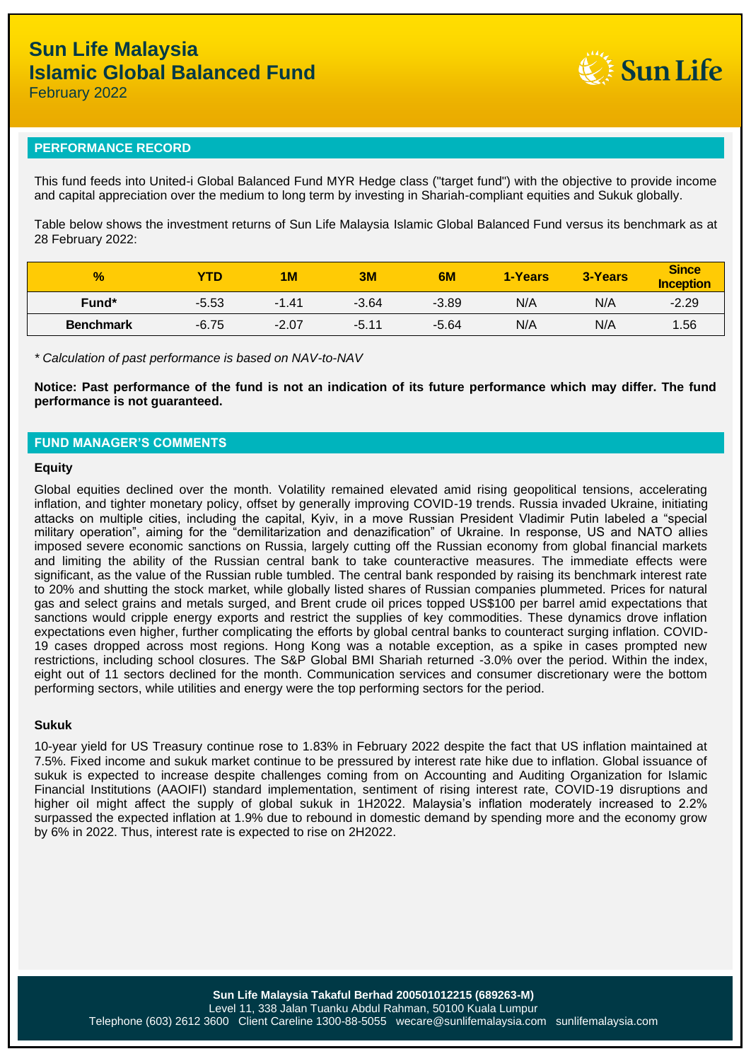# Sun Life Malaysia
# Islamic Global Balanced Fund

February 2022

## PERFORMANCE RECORD

This fund feeds into United-i Global Balanced Fund MYR Hedge class ("target fund") with the objective to provide income and capital appreciation over the medium to long term by investing in Shariah-compliant equities and Sukuk globally.

Table below shows the investment returns of Sun Life Malaysia Islamic Global Balanced Fund versus its benchmark as at 28 February 2022:

| % | YTD | 1M | 3M | 6M | 1-Years | 3-Years | Since Inception |
|---|---|---|---|---|---|---|---|
| **Fund*** | -5.53 | -1.41 | -3.64 | -3.89 | N/A | N/A | -2.29 |
| **Benchmark** | -6.75 | -2.07 | -5.11 | -5.64 | N/A | N/A | 1.56 |

*\* Calculation of past performance is based on NAV-to-NAV*

**Notice: Past performance of the fund is not an indication of its future performance which may differ. The fund performance is not guaranteed.**

## FUND MANAGER'S COMMENTS

### Equity

Global equities declined over the month. Volatility remained elevated amid rising geopolitical tensions, accelerating inflation, and tighter monetary policy, offset by generally improving COVID-19 trends. Russia invaded Ukraine, initiating attacks on multiple cities, including the capital, Kyiv, in a move Russian President Vladimir Putin labeled a "special military operation", aiming for the "demilitarization and denazification" of Ukraine. In response, US and NATO allies imposed severe economic sanctions on Russia, largely cutting off the Russian economy from global financial markets and limiting the ability of the Russian central bank to take counteractive measures. The immediate effects were significant, as the value of the Russian ruble tumbled. The central bank responded by raising its benchmark interest rate to 20% and shutting the stock market, while globally listed shares of Russian companies plummeted. Prices for natural gas and select grains and metals surged, and Brent crude oil prices topped US$100 per barrel amid expectations that sanctions would cripple energy exports and restrict the supplies of key commodities. These dynamics drove inflation expectations even higher, further complicating the efforts by global central banks to counteract surging inflation. COVID-19 cases dropped across most regions. Hong Kong was a notable exception, as a spike in cases prompted new restrictions, including school closures. The S&P Global BMI Shariah returned -3.0% over the period. Within the index, eight out of 11 sectors declined for the month. Communication services and consumer discretionary were the bottom performing sectors, while utilities and energy were the top performing sectors for the period.

### Sukuk

10-year yield for US Treasury continue rose to 1.83% in February 2022 despite the fact that US inflation maintained at 7.5%. Fixed income and sukuk market continue to be pressured by interest rate hike due to inflation. Global issuance of sukuk is expected to increase despite challenges coming from on Accounting and Auditing Organization for Islamic Financial Institutions (AAOIFI) standard implementation, sentiment of rising interest rate, COVID-19 disruptions and higher oil might affect the supply of global sukuk in 1H2022. Malaysia's inflation moderately increased to 2.2% surpassed the expected inflation at 1.9% due to rebound in domestic demand by spending more and the economy grow by 6% in 2022. Thus, interest rate is expected to rise on 2H2022.

**Sun Life Malaysia Takaful Berhad 200501012215 (689263-M)**
Level 11, 338 Jalan Tuanku Abdul Rahman, 50100 Kuala Lumpur
Telephone (603) 2612 3600 Client Careline 1300-88-5055 wecare@sunlifemalaysia.com sunlifemalaysia.com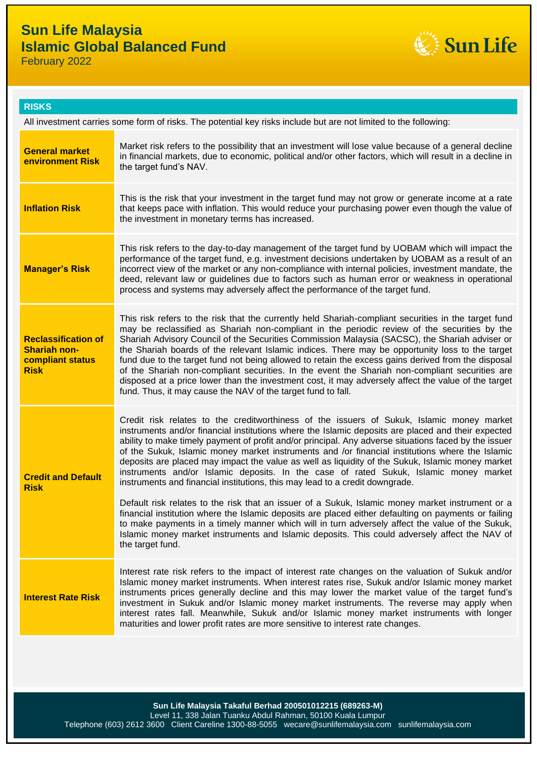# Sun Life Malaysia
# Islamic Global Balanced Fund

February 2022

## RISKS

All investment carries some form of risks. The potential key risks include but are not limited to the following:

| Risk | Description |
|---|---|
| **General market environment Risk** | Market risk refers to the possibility that an investment will lose value because of a general decline in financial markets, due to economic, political and/or other factors, which will result in a decline in the target fund's NAV. |
| **Inflation Risk** | This is the risk that your investment in the target fund may not grow or generate income at a rate that keeps pace with inflation. This would reduce your purchasing power even though the value of the investment in monetary terms has increased. |
| **Manager's Risk** | This risk refers to the day-to-day management of the target fund by UOBAM which will impact the performance of the target fund, e.g. investment decisions undertaken by UOBAM as a result of an incorrect view of the market or any non-compliance with internal policies, investment mandate, the deed, relevant law or guidelines due to factors such as human error or weakness in operational process and systems may adversely affect the performance of the target fund. |
| **Reclassification of Shariah non-compliant status Risk** | This risk refers to the risk that the currently held Shariah-compliant securities in the target fund may be reclassified as Shariah non-compliant in the periodic review of the securities by the Shariah Advisory Council of the Securities Commission Malaysia (SACSC), the Shariah adviser or the Shariah boards of the relevant Islamic indices. There may be opportunity loss to the target fund due to the target fund not being allowed to retain the excess gains derived from the disposal of the Shariah non-compliant securities. In the event the Shariah non-compliant securities are disposed at a price lower than the investment cost, it may adversely affect the value of the target fund. Thus, it may cause the NAV of the target fund to fall. |
| **Credit and Default Risk** | Credit risk relates to the creditworthiness of the issuers of Sukuk, Islamic money market instruments and/or financial institutions where the Islamic deposits are placed and their expected ability to make timely payment of profit and/or principal. Any adverse situations faced by the issuer of the Sukuk, Islamic money market instruments and /or financial institutions where the Islamic deposits are placed may impact the value as well as liquidity of the Sukuk, Islamic money market instruments and/or Islamic deposits. In the case of rated Sukuk, Islamic money market instruments and financial institutions, this may lead to a credit downgrade.<br><br>Default risk relates to the risk that an issuer of a Sukuk, Islamic money market instrument or a financial institution where the Islamic deposits are placed either defaulting on payments or failing to make payments in a timely manner which will in turn adversely affect the value of the Sukuk, Islamic money market instruments and Islamic deposits. This could adversely affect the NAV of the target fund. |
| **Interest Rate Risk** | Interest rate risk refers to the impact of interest rate changes on the valuation of Sukuk and/or Islamic money market instruments. When interest rates rise, Sukuk and/or Islamic money market instruments prices generally decline and this may lower the market value of the target fund's investment in Sukuk and/or Islamic money market instruments. The reverse may apply when interest rates fall. Meanwhile, Sukuk and/or Islamic money market instruments with longer maturities and lower profit rates are more sensitive to interest rate changes. |

**Sun Life Malaysia Takaful Berhad 200501012215 (689263-M)**
Level 11, 338 Jalan Tuanku Abdul Rahman, 50100 Kuala Lumpur
Telephone (603) 2612 3600 Client Careline 1300-88-5055 wecare@sunlifemalaysia.com sunlifemalaysia.com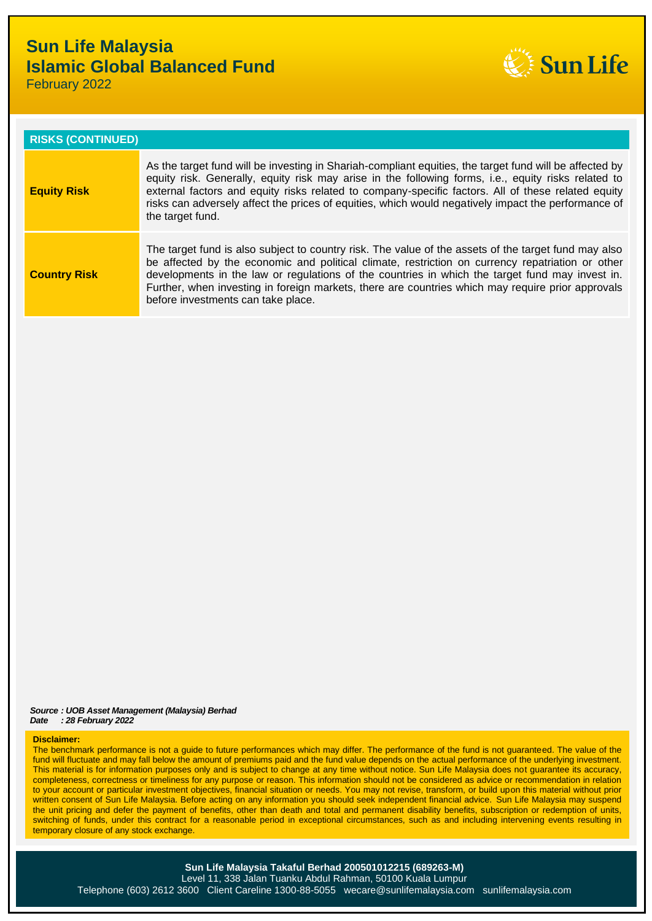# Sun Life Malaysia
# Islamic Global Balanced Fund

February 2022

## RISKS (CONTINUED)

| | |
|---|---|
| **Equity Risk** | As the target fund will be investing in Shariah-compliant equities, the target fund will be affected by equity risk. Generally, equity risk may arise in the following forms, i.e., equity risks related to external factors and equity risks related to company-specific factors. All of these related equity risks can adversely affect the prices of equities, which would negatively impact the performance of the target fund. |
| **Country Risk** | The target fund is also subject to country risk. The value of the assets of the target fund may also be affected by the economic and political climate, restriction on currency repatriation or other developments in the law or regulations of the countries in which the target fund may invest in. Further, when investing in foreign markets, there are countries which may require prior approvals before investments can take place. |

***Source : UOB Asset Management (Malaysia) Berhad***
***Date : 28 February 2022***

**Disclaimer:**
The benchmark performance is not a guide to future performances which may differ. The performance of the fund is not guaranteed. The value of the fund will fluctuate and may fall below the amount of premiums paid and the fund value depends on the actual performance of the underlying investment. This material is for information purposes only and is subject to change at any time without notice. Sun Life Malaysia does not guarantee its accuracy, completeness, correctness or timeliness for any purpose or reason. This information should not be considered as advice or recommendation in relation to your account or particular investment objectives, financial situation or needs. You may not revise, transform, or build upon this material without prior written consent of Sun Life Malaysia. Before acting on any information you should seek independent financial advice. Sun Life Malaysia may suspend the unit pricing and defer the payment of benefits, other than death and total and permanent disability benefits, subscription or redemption of units, switching of funds, under this contract for a reasonable period in exceptional circumstances, such as and including intervening events resulting in temporary closure of any stock exchange.

**Sun Life Malaysia Takaful Berhad 200501012215 (689263-M)**
Level 11, 338 Jalan Tuanku Abdul Rahman, 50100 Kuala Lumpur
Telephone (603) 2612 3600 Client Careline 1300-88-5055 wecare@sunlifemalaysia.com sunlifemalaysia.com